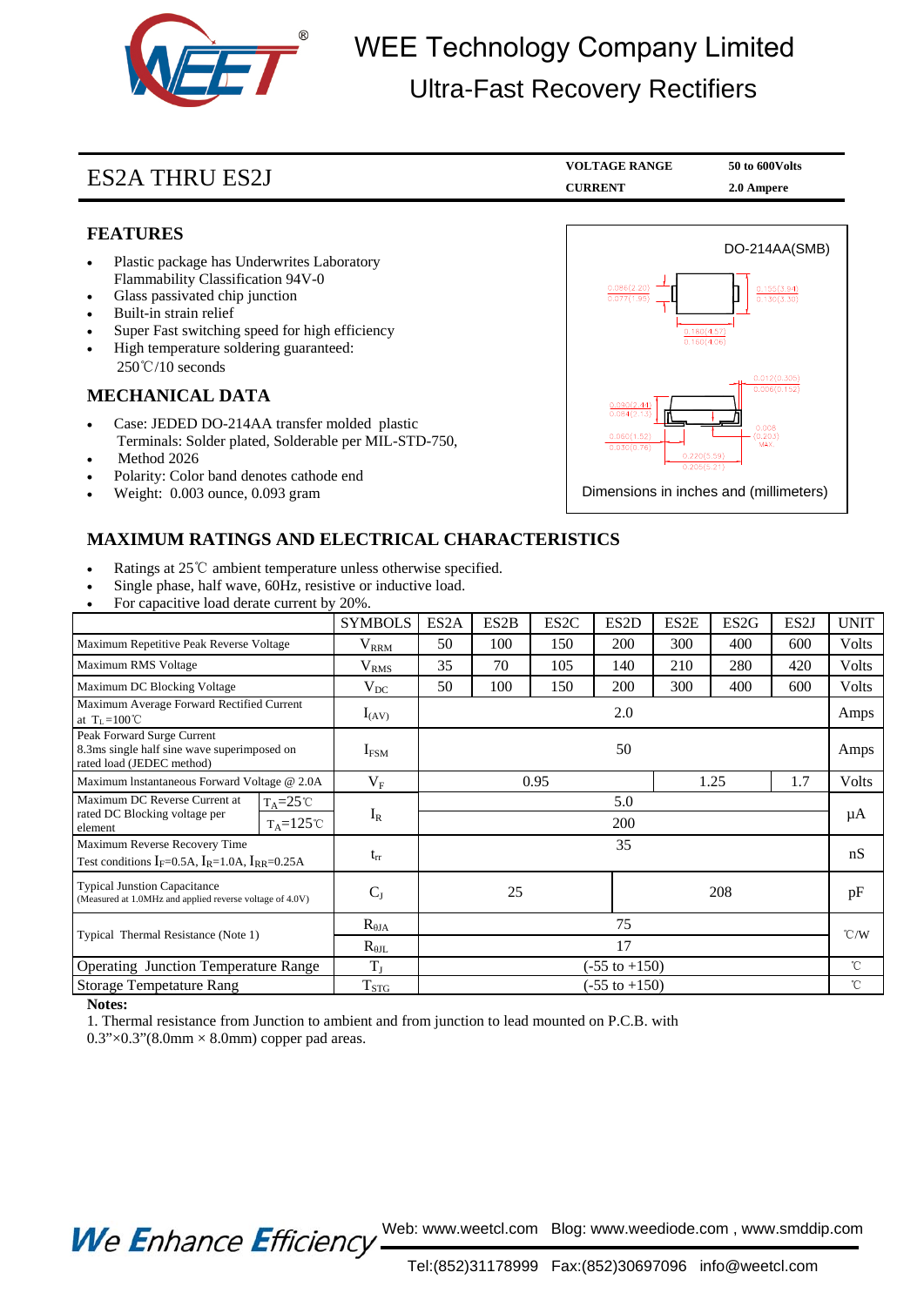# WEE Technology Company Limited

## Ultra-Fast Recovery Rectifiers

## ES2A THRU ES2J

| VOLTAGE RANGE | 50 to 600Volts |
|---|---|
| CURRENT | 2.0 Ampere |

### FEATURES

- Plastic package has Underwrites Laboratory Flammability Classification 94V-0
- Glass passivated chip junction
- Built-in strain relief
- Super Fast switching speed for high efficiency
- High temperature soldering guaranteed: 250℃/10 seconds

### MECHANICAL DATA

- Case: JEDED DO-214AA transfer molded plastic Terminals: Solder plated, Solderable per MIL-STD-750,
- Method 2026
- Polarity: Color band denotes cathode end
- Weight: 0.003 ounce, 0.093 gram

DO-214AA(SMB)

0.086(2.20) 0.077(1.95) | 0.155(3.94) 0.130(3.30) | 0.180(4.57) 0.160(4.06) | 0.012(0.305) 0.006(0.152) | 0.096(2.44) 0.084(2.13) | 0.060(1.52) 0.030(0.76) | 0.008 (0.203) MAX. | 0.220(5.59) 0.205(5.21)

Dimensions in inches and (millimeters)

### MAXIMUM RATINGS AND ELECTRICAL CHARACTERISTICS

- Ratings at 25℃ ambient temperature unless otherwise specified.
- Single phase, half wave, 60Hz, resistive or inductive load.
- For capacitive load derate current by 20%.

| | | SYMBOLS | ES2A | ES2B | ES2C | ES2D | ES2E | ES2G | ES2J | UNIT |
|---|---|---|---|---|---|---|---|---|---|---|
| Maximum Repetitive Peak Reverse Voltage | | $V_{RRM}$ | 50 | 100 | 150 | 200 | 300 | 400 | 600 | Volts |
| Maximum RMS Voltage | | $V_{RMS}$ | 35 | 70 | 105 | 140 | 210 | 280 | 420 | Volts |
| Maximum DC Blocking Voltage | | $V_{DC}$ | 50 | 100 | 150 | 200 | 300 | 400 | 600 | Volts |
| Maximum Average Forward Rectified Current at $T_L$=100℃ | | $I_{(AV)}$ | 2.0 | | | | | | | Amps |
| Peak Forward Surge Current 8.3ms single half sine wave superimposed on rated load (JEDEC method) | | $I_{FSM}$ | 50 | | | | | | | Amps |
| Maximum Instantaneous Forward Voltage @ 2.0A | | $V_F$ | 0.95 | | | | 1.25 | | 1.7 | Volts |
| Maximum DC Reverse Current at rated DC Blocking voltage per element | $T_A$=25℃ | $I_R$ | 5.0 | | | | | | | μA |
| | $T_A$=125℃ | | 200 | | | | | | | |
| Maximum Reverse Recovery Time Test conditions $I_F$=0.5A, $I_R$=1.0A, $I_{RR}$=0.25A | | $t_{rr}$ | 35 | | | | | | | nS |
| Typical Junction Capacitance (Measured at 1.0MHz and applied reverse voltage of 4.0V) | | $C_J$ | 25 | | | 208 | | | | pF |
| Typical Thermal Resistance (Note 1) | | $R_{\theta JA}$ | 75 | | | | | | | ℃/W |
| | | $R_{\theta JL}$ | 17 | | | | | | | |
| Operating Junction Temperature Range | | $T_J$ | (-55 to +150) | | | | | | | ℃ |
| Storage Tempetature Rang | | $T_{STG}$ | (-55 to +150) | | | | | | | ℃ |

**Notes:**

1. Thermal resistance from Junction to ambient and from junction to lead mounted on P.C.B. with 0.3"×0.3"(8.0mm × 8.0mm) copper pad areas.

We Enhance Efficiency

Web: www.weetcl.com Blog: www.weediode.com , www.smddip.com

Tel:(852)31178999 Fax:(852)30697096 info@weetcl.com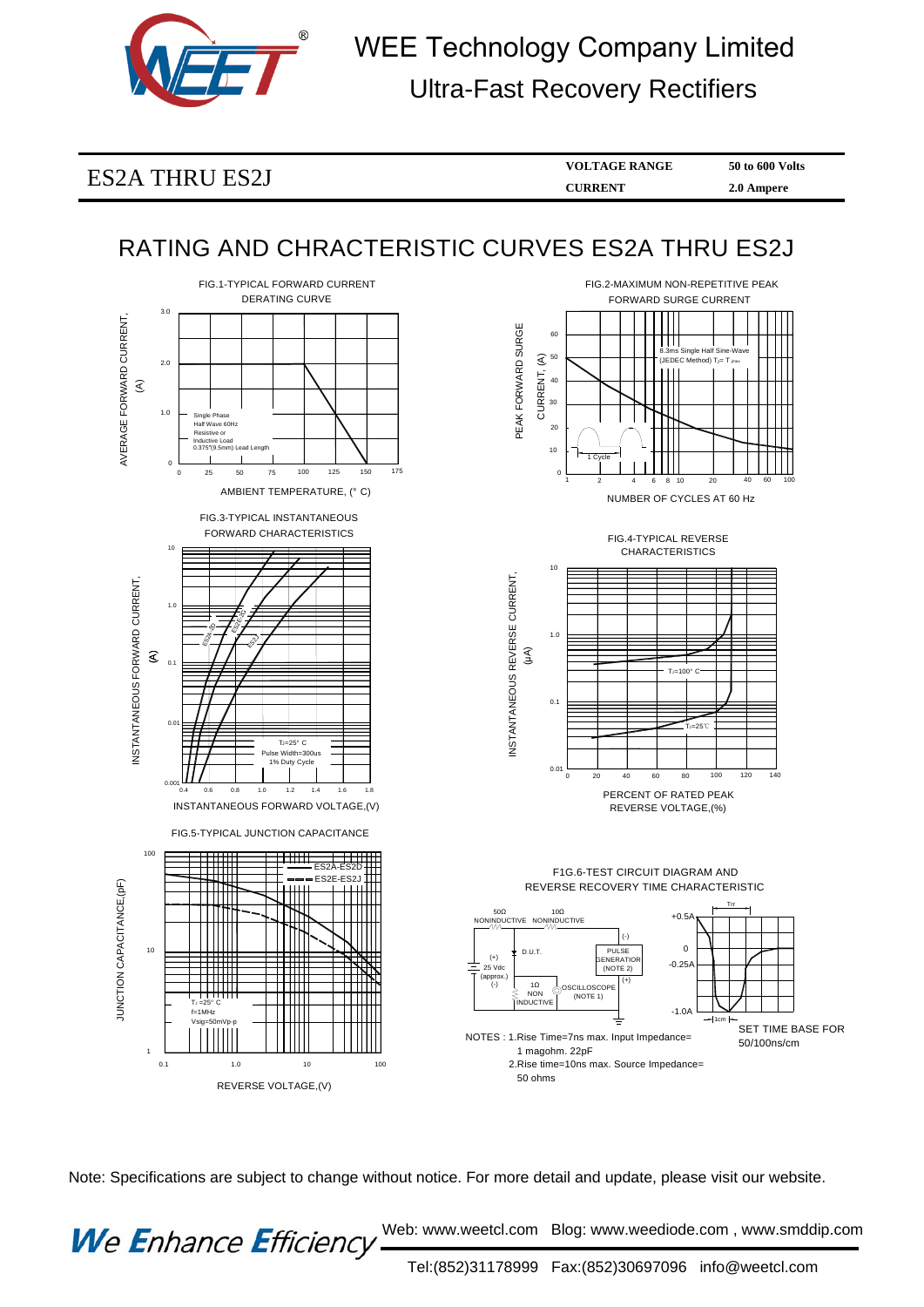WEE Technology Company Limited

Ultra-Fast Recovery Rectifiers

# ES2A THRU ES2J

| | |
|---|---|
| **VOLTAGE RANGE** | **50 to 600 Volts** |
| **CURRENT** | **2.0 Ampere** |

## RATING AND CHRACTERISTIC CURVES ES2A THRU ES2J

FIG.1-TYPICAL FORWARD CURRENT DERATING CURVE

AVERAGE FORWARD CURRENT, (A)

3.0
2.0
1.0
0

Single Phase
Half Wave 60Hz
Resistive or
Inductive Load
0.375"(9.5mm) Lead Length

0 25 50 75 100 125 150 175

AMBIENT TEMPERATURE, (° C)

FIG.2-MAXIMUM NON-REPETITIVE PEAK FORWARD SURGE CURRENT

PEAK FORWARD SURGE CURRENT, (A)

60
50
40
30
20
10
0

8.3ms Single Half Sine-Wave
(JEDEC Method) $T_J = T_{jmax}$

1 Cycle

1 2 4 6 8 10 20 40 60 100

NUMBER OF CYCLES AT 60 Hz

FIG.3-TYPICAL INSTANTANEOUS FORWARD CHARACTERISTICS

INSTANTANEOUS FORWARD CURRENT, (A)

10
1.0
0.1
0.01
0.001

ES2A-2D
ES2E-2G
ES2J

$T_J$=25° C
Pulse Width=300us
1% Duty Cycle

0.4 0.6 0.8 1.0 1.2 1.4 1.6 1.8

INSTANTANEOUS FORWARD VOLTAGE,(V)

FIG.4-TYPICAL REVERSE CHARACTERISTICS

INSTANTANEOUS REVERSE CURRENT, (μA)

10
1.0
0.1
0.01

$T_J$=100° C
$T_J$=25℃

0 20 40 60 80 100 120 140

PERCENT OF RATED PEAK REVERSE VOLTAGE,(%)

FIG.5-TYPICAL JUNCTION CAPACITANCE

JUNCTION CAPACITANCE,(pF)

100
10
1

ES2A-ES2D
ES2E-ES2J

$T_J$=25° C
f=1MHz
Vsig=50mVp-p

0.1 1.0 10 100

REVERSE VOLTAGE,(V)

F1G.6-TEST CIRCUIT DIAGRAM AND REVERSE RECOVERY TIME CHARACTERISTIC

50Ω NONINDUCTIVE
10Ω NONINDUCTIVE
D.U.T.
(+) 25 Vdc (approx.) (-)
1Ω NON INDUCTIVE
PULSE GENERATOR (NOTE 2)
OSCILLOSCOPE (NOTE 1)
(-)
(+)

Trr
+0.5A
0
-0.25A
-1.0A
1cm

SET TIME BASE FOR 50/100ns/cm

NOTES : 1.Rise Time=7ns max. Input Impedance= 1 magohm. 22pF
2.Rise time=10ns max. Source Impedance= 50 ohms

Note: Specifications are subject to change without notice. For more detail and update, please visit our website.

We Enhance Efficiency

Web: www.weetcl.com Blog: www.weediode.com , www.smddip.com

Tel:(852)31178999 Fax:(852)30697096 info@weetcl.com